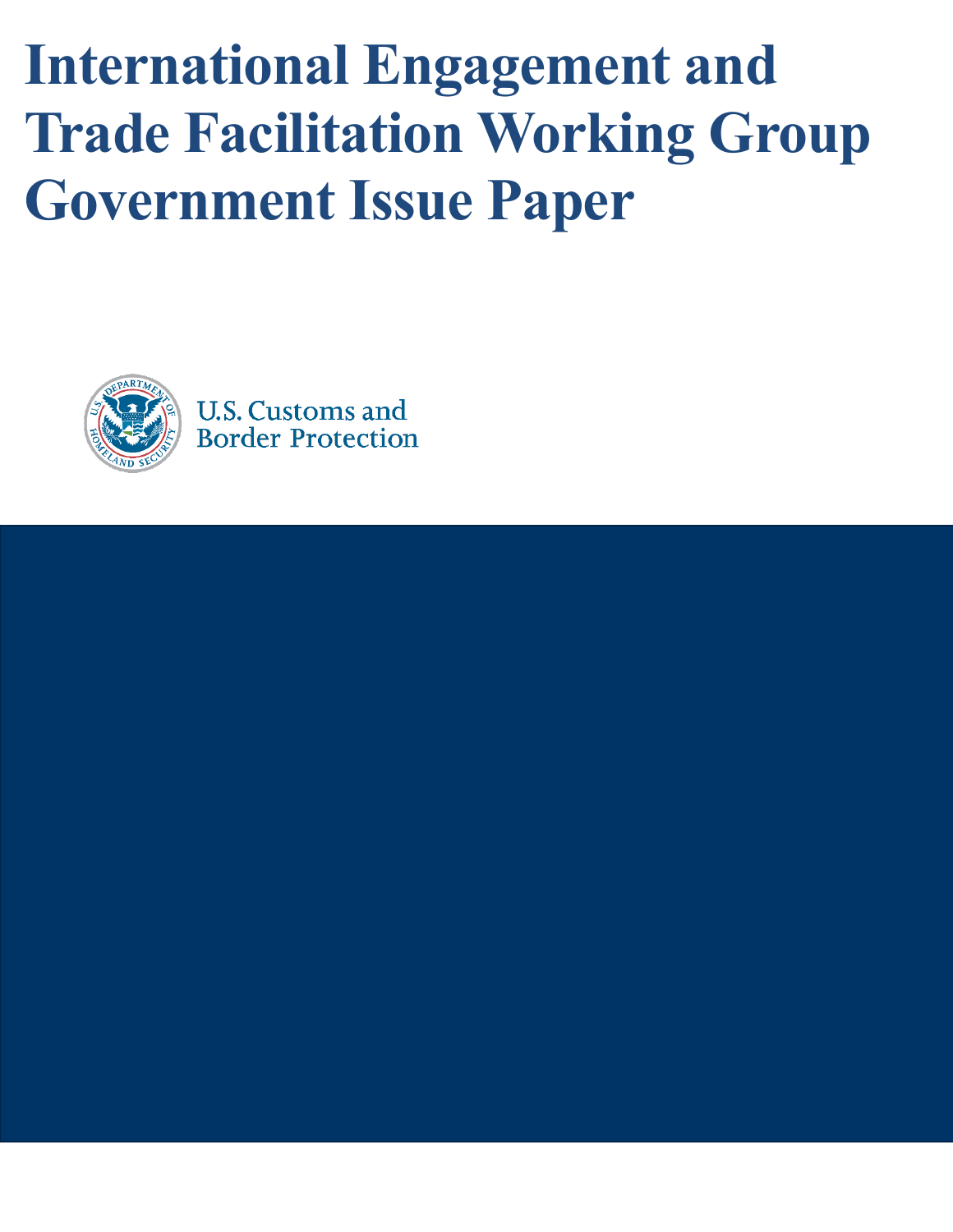# International Engagement and Trade Facilitation Working Group Government Issue Paper

U.S. Customs and Border Protection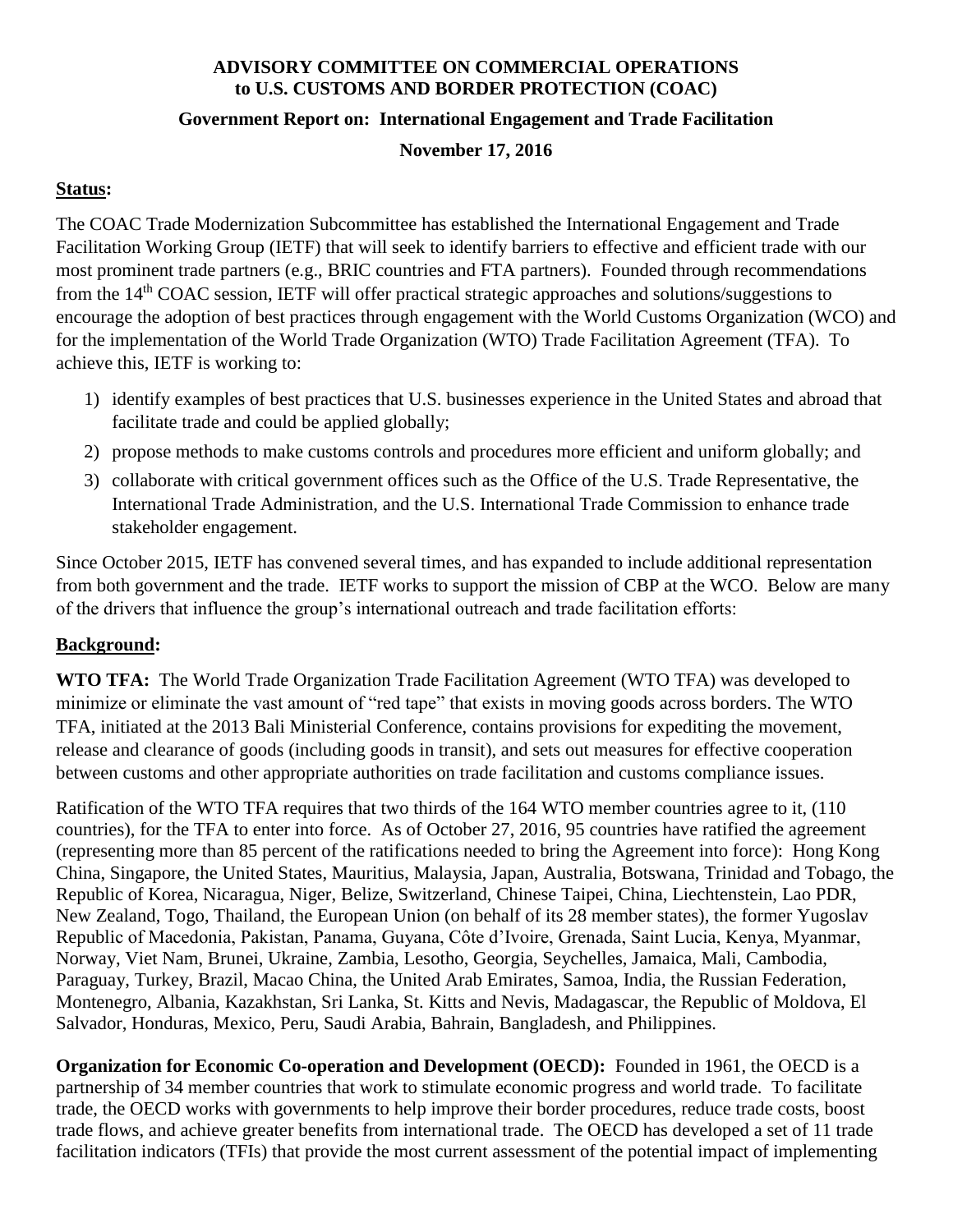**ADVISORY COMMITTEE ON COMMERCIAL OPERATIONS to U.S. CUSTOMS AND BORDER PROTECTION (COAC)**

**Government Report on: International Engagement and Trade Facilitation**

**November 17, 2016**

## Status:

The COAC Trade Modernization Subcommittee has established the International Engagement and Trade Facilitation Working Group (IETF) that will seek to identify barriers to effective and efficient trade with our most prominent trade partners (e.g., BRIC countries and FTA partners). Founded through recommendations from the 14th COAC session, IETF will offer practical strategic approaches and solutions/suggestions to encourage the adoption of best practices through engagement with the World Customs Organization (WCO) and for the implementation of the World Trade Organization (WTO) Trade Facilitation Agreement (TFA). To achieve this, IETF is working to:

1) identify examples of best practices that U.S. businesses experience in the United States and abroad that facilitate trade and could be applied globally;
2) propose methods to make customs controls and procedures more efficient and uniform globally; and
3) collaborate with critical government offices such as the Office of the U.S. Trade Representative, the International Trade Administration, and the U.S. International Trade Commission to enhance trade stakeholder engagement.

Since October 2015, IETF has convened several times, and has expanded to include additional representation from both government and the trade. IETF works to support the mission of CBP at the WCO. Below are many of the drivers that influence the group's international outreach and trade facilitation efforts:

## Background:

**WTO TFA:** The World Trade Organization Trade Facilitation Agreement (WTO TFA) was developed to minimize or eliminate the vast amount of "red tape" that exists in moving goods across borders. The WTO TFA, initiated at the 2013 Bali Ministerial Conference, contains provisions for expediting the movement, release and clearance of goods (including goods in transit), and sets out measures for effective cooperation between customs and other appropriate authorities on trade facilitation and customs compliance issues.

Ratification of the WTO TFA requires that two thirds of the 164 WTO member countries agree to it, (110 countries), for the TFA to enter into force. As of October 27, 2016, 95 countries have ratified the agreement (representing more than 85 percent of the ratifications needed to bring the Agreement into force): Hong Kong China, Singapore, the United States, Mauritius, Malaysia, Japan, Australia, Botswana, Trinidad and Tobago, the Republic of Korea, Nicaragua, Niger, Belize, Switzerland, Chinese Taipei, China, Liechtenstein, Lao PDR, New Zealand, Togo, Thailand, the European Union (on behalf of its 28 member states), the former Yugoslav Republic of Macedonia, Pakistan, Panama, Guyana, Côte d'Ivoire, Grenada, Saint Lucia, Kenya, Myanmar, Norway, Viet Nam, Brunei, Ukraine, Zambia, Lesotho, Georgia, Seychelles, Jamaica, Mali, Cambodia, Paraguay, Turkey, Brazil, Macao China, the United Arab Emirates, Samoa, India, the Russian Federation, Montenegro, Albania, Kazakhstan, Sri Lanka, St. Kitts and Nevis, Madagascar, the Republic of Moldova, El Salvador, Honduras, Mexico, Peru, Saudi Arabia, Bahrain, Bangladesh, and Philippines.

**Organization for Economic Co-operation and Development (OECD):** Founded in 1961, the OECD is a partnership of 34 member countries that work to stimulate economic progress and world trade. To facilitate trade, the OECD works with governments to help improve their border procedures, reduce trade costs, boost trade flows, and achieve greater benefits from international trade. The OECD has developed a set of 11 trade facilitation indicators (TFIs) that provide the most current assessment of the potential impact of implementing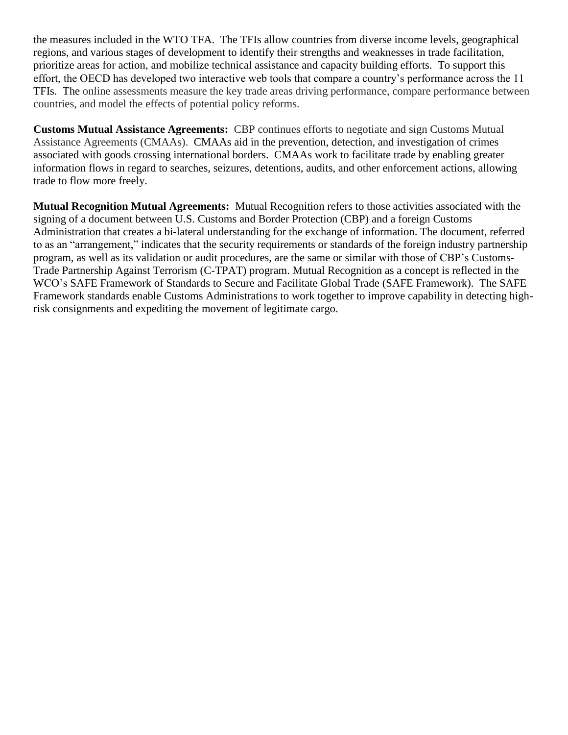the measures included in the WTO TFA. The TFIs allow countries from diverse income levels, geographical regions, and various stages of development to identify their strengths and weaknesses in trade facilitation, prioritize areas for action, and mobilize technical assistance and capacity building efforts. To support this effort, the OECD has developed two interactive web tools that compare a country's performance across the 11 TFIs. The online assessments measure the key trade areas driving performance, compare performance between countries, and model the effects of potential policy reforms.

**Customs Mutual Assistance Agreements:** CBP continues efforts to negotiate and sign Customs Mutual Assistance Agreements (CMAAs). CMAAs aid in the prevention, detection, and investigation of crimes associated with goods crossing international borders. CMAAs work to facilitate trade by enabling greater information flows in regard to searches, seizures, detentions, audits, and other enforcement actions, allowing trade to flow more freely.

**Mutual Recognition Mutual Agreements:** Mutual Recognition refers to those activities associated with the signing of a document between U.S. Customs and Border Protection (CBP) and a foreign Customs Administration that creates a bi-lateral understanding for the exchange of information. The document, referred to as an "arrangement," indicates that the security requirements or standards of the foreign industry partnership program, as well as its validation or audit procedures, are the same or similar with those of CBP's Customs-Trade Partnership Against Terrorism (C-TPAT) program. Mutual Recognition as a concept is reflected in the WCO's SAFE Framework of Standards to Secure and Facilitate Global Trade (SAFE Framework). The SAFE Framework standards enable Customs Administrations to work together to improve capability in detecting high-risk consignments and expediting the movement of legitimate cargo.